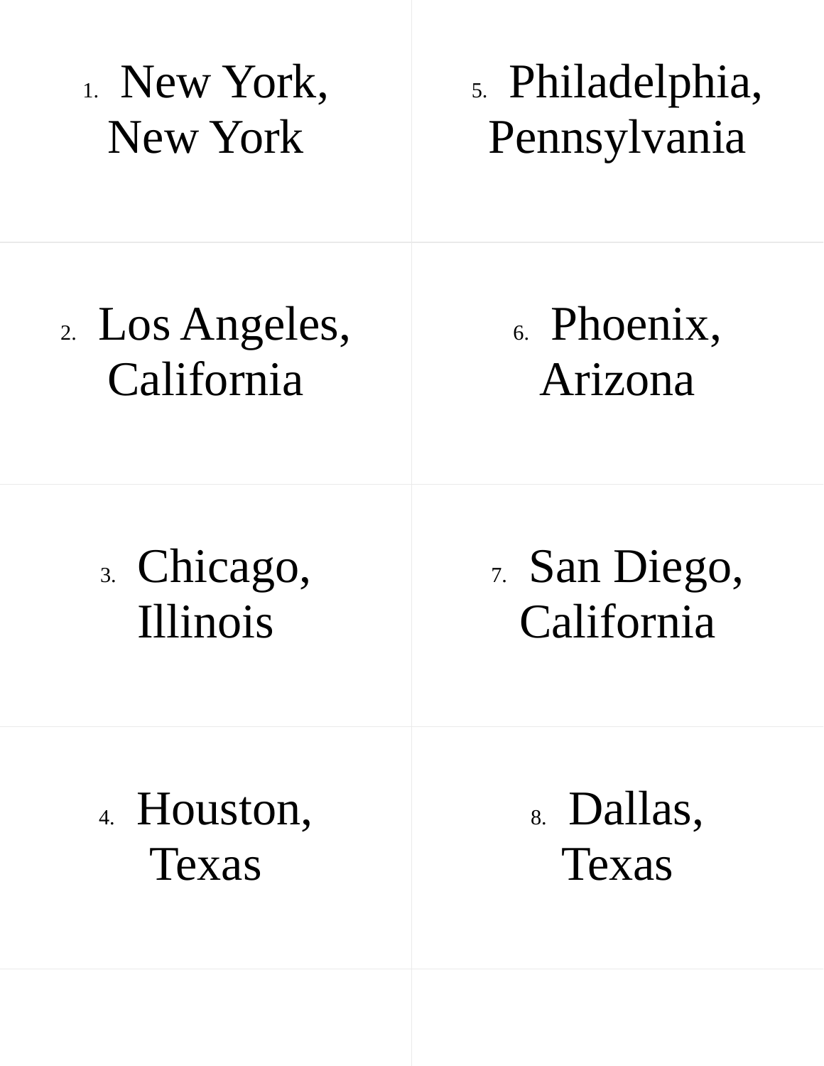1. New York, New York
2. Los Angeles, California
3. Chicago, Illinois
4. Houston, Texas
5. Philadelphia, Pennsylvania
6. Phoenix, Arizona
7. San Diego, California
8. Dallas, Texas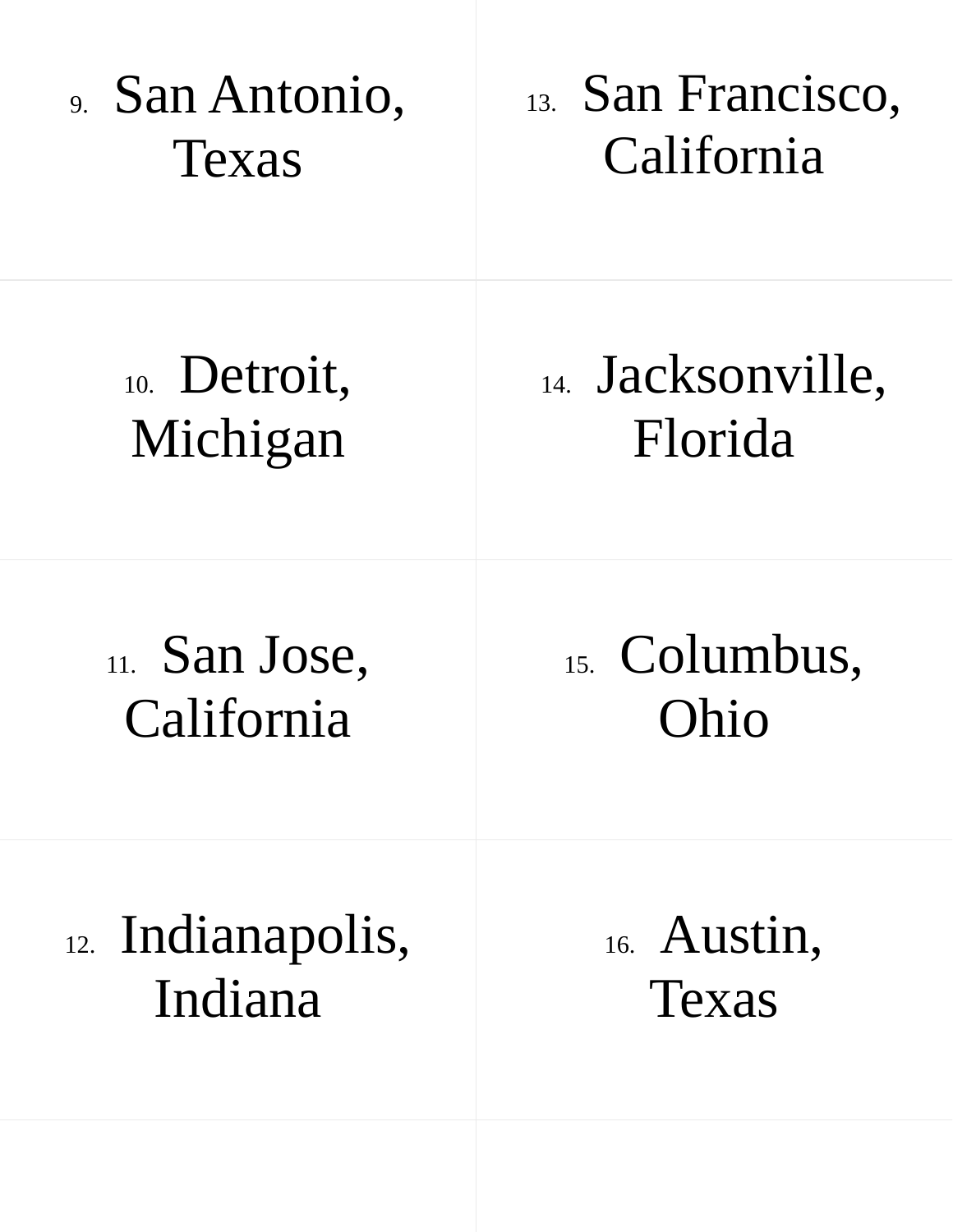9. San Antonio, Texas

10. Detroit, Michigan

11. San Jose, California

12. Indianapolis, Indiana

13. San Francisco, California

14. Jacksonville, Florida

15. Columbus, Ohio

16. Austin, Texas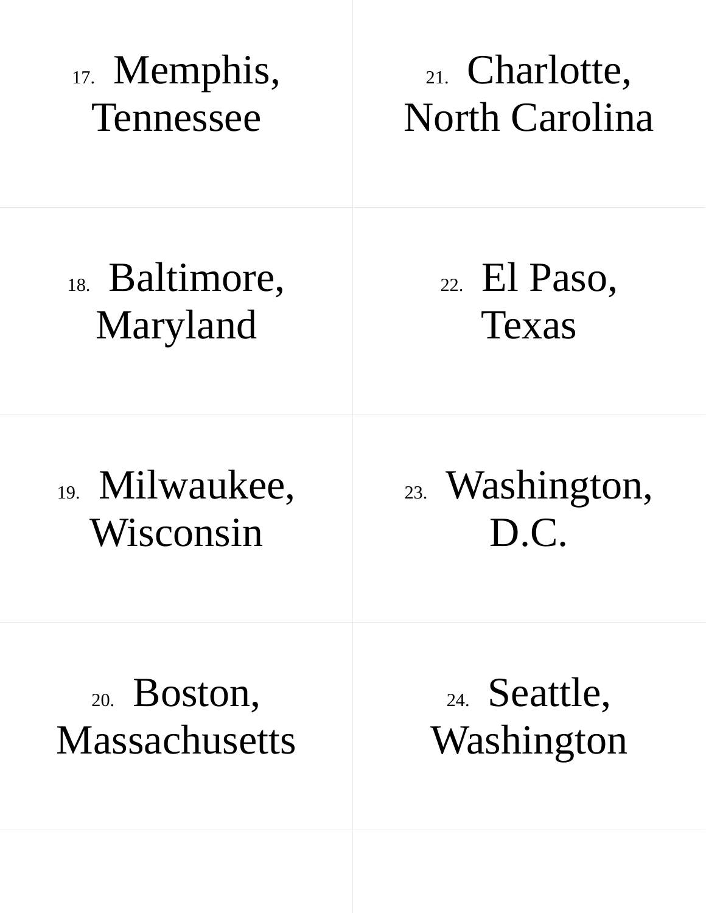17. Memphis, Tennessee

18. Baltimore, Maryland

19. Milwaukee, Wisconsin

20. Boston, Massachusetts

21. Charlotte, North Carolina

22. El Paso, Texas

23. Washington, D.C.

24. Seattle, Washington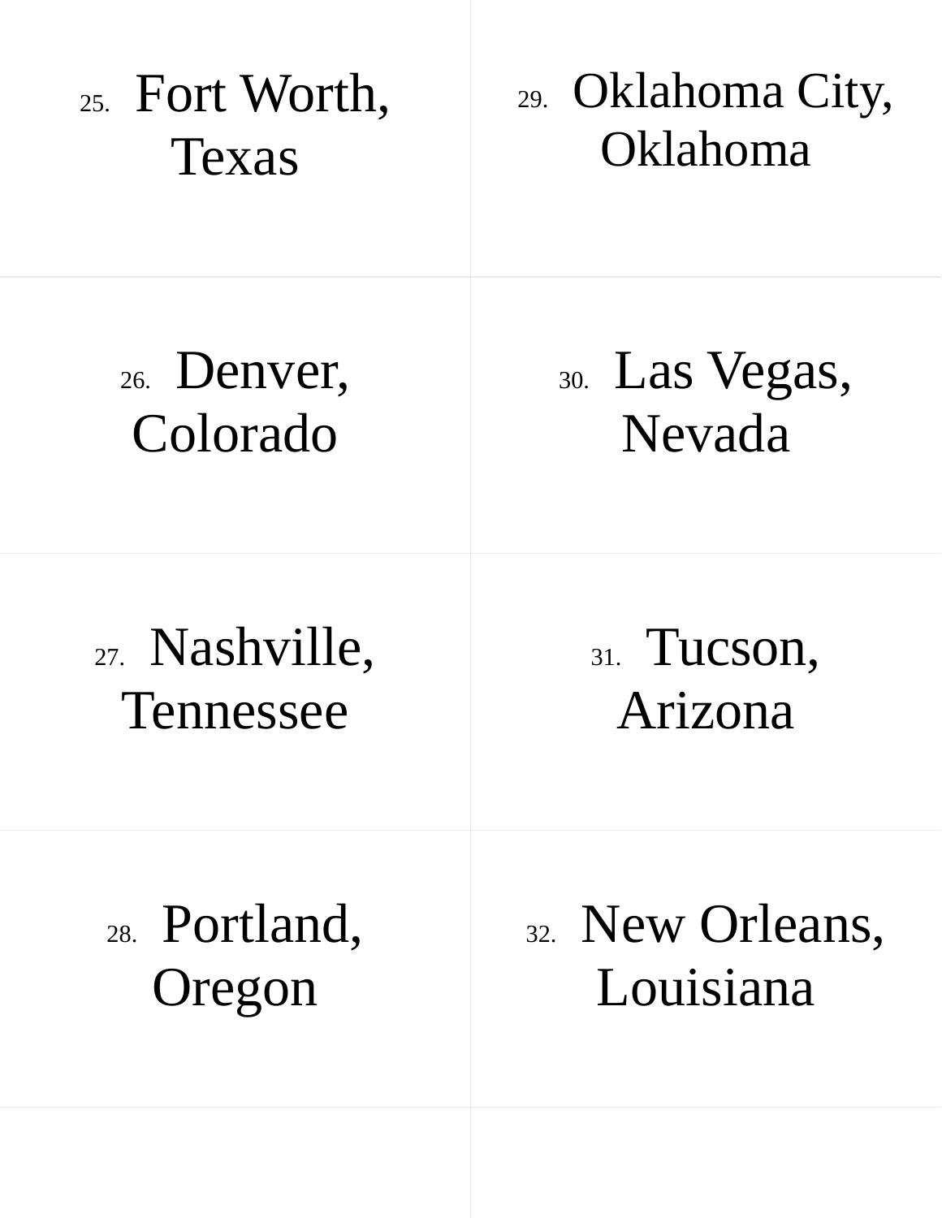25. Fort Worth, Texas

26. Denver, Colorado

27. Nashville, Tennessee

28. Portland, Oregon

29. Oklahoma City, Oklahoma

30. Las Vegas, Nevada

31. Tucson, Arizona

32. New Orleans, Louisiana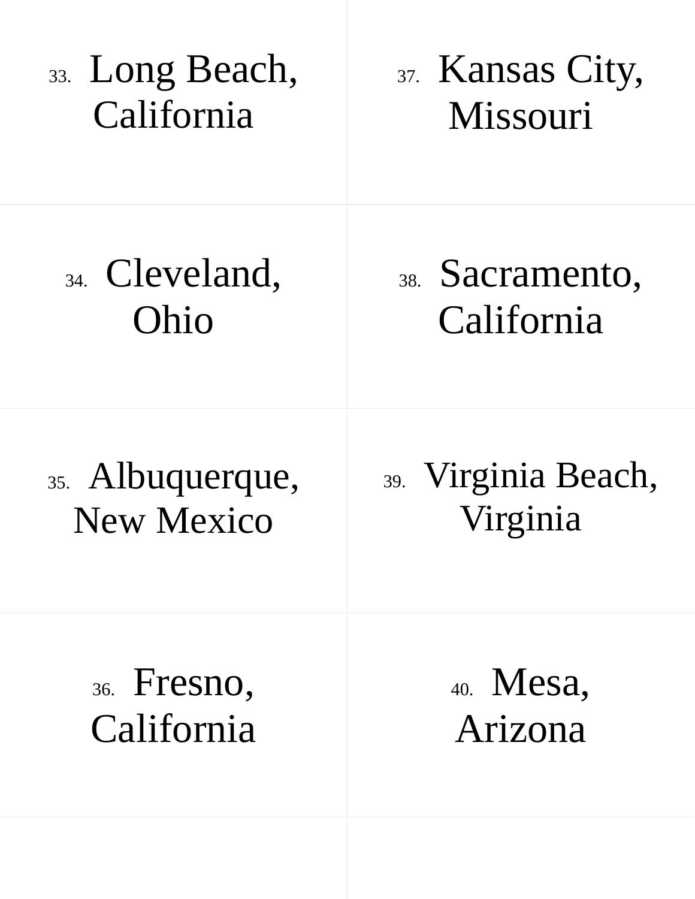33. Long Beach, California

34. Cleveland, Ohio

35. Albuquerque, New Mexico

36. Fresno, California

37. Kansas City, Missouri

38. Sacramento, California

39. Virginia Beach, Virginia

40. Mesa, Arizona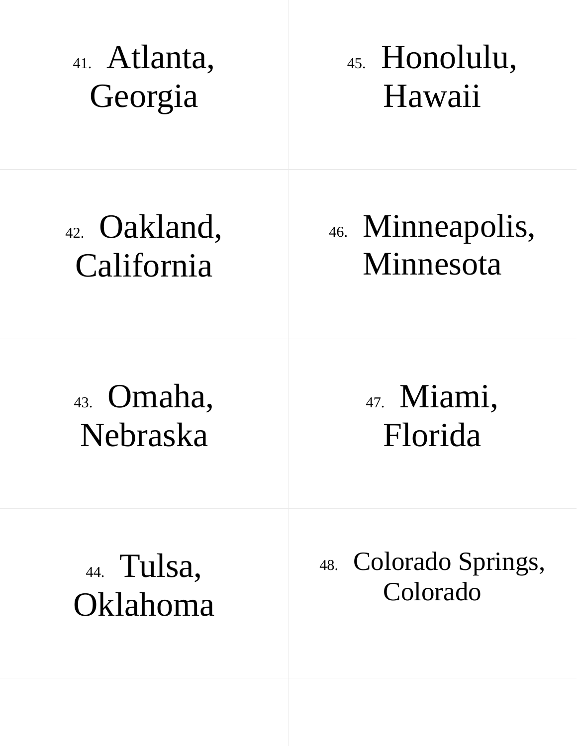41. Atlanta, Georgia

42. Oakland, California

43. Omaha, Nebraska

44. Tulsa, Oklahoma

45. Honolulu, Hawaii

46. Minneapolis, Minnesota

47. Miami, Florida

48. Colorado Springs, Colorado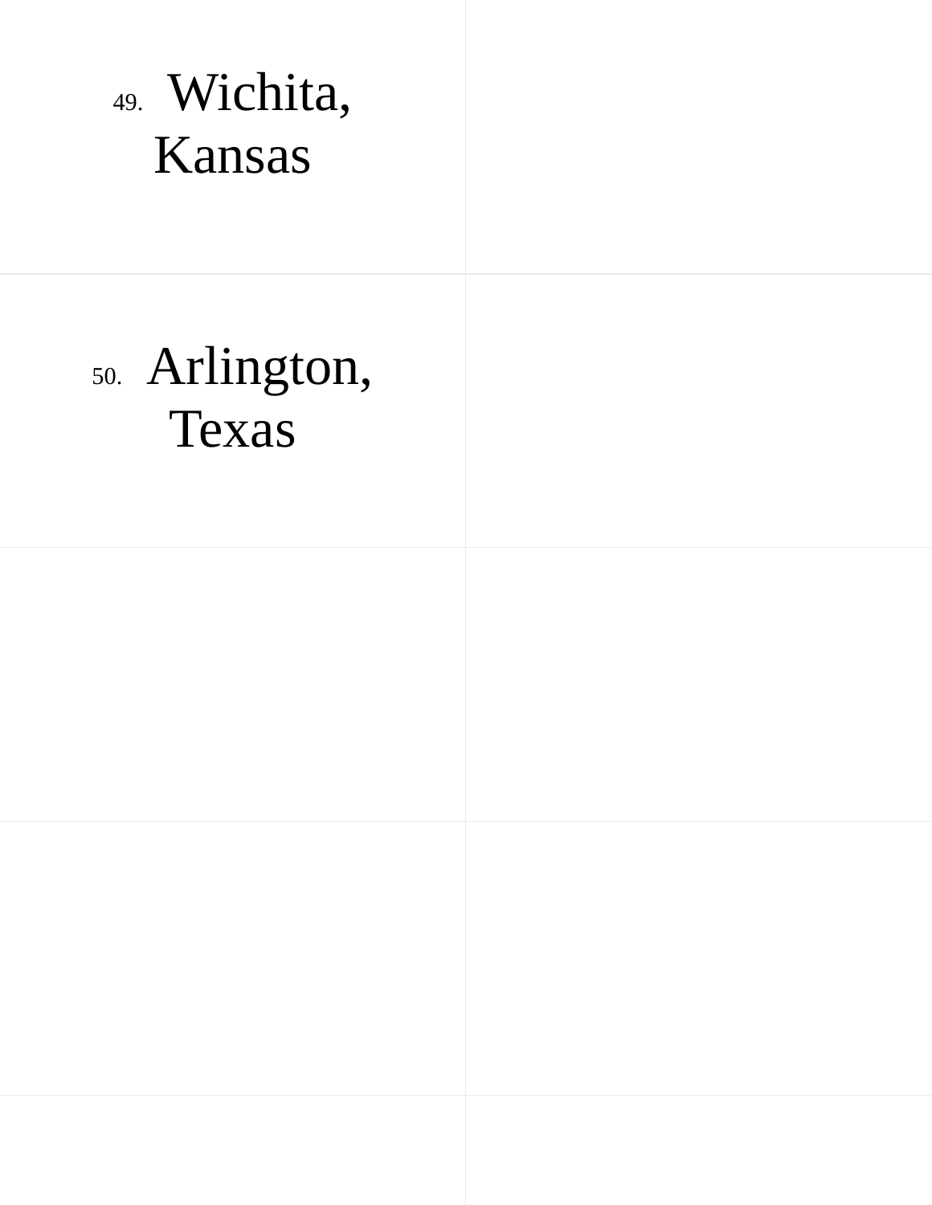49. Wichita, Kansas

50. Arlington, Texas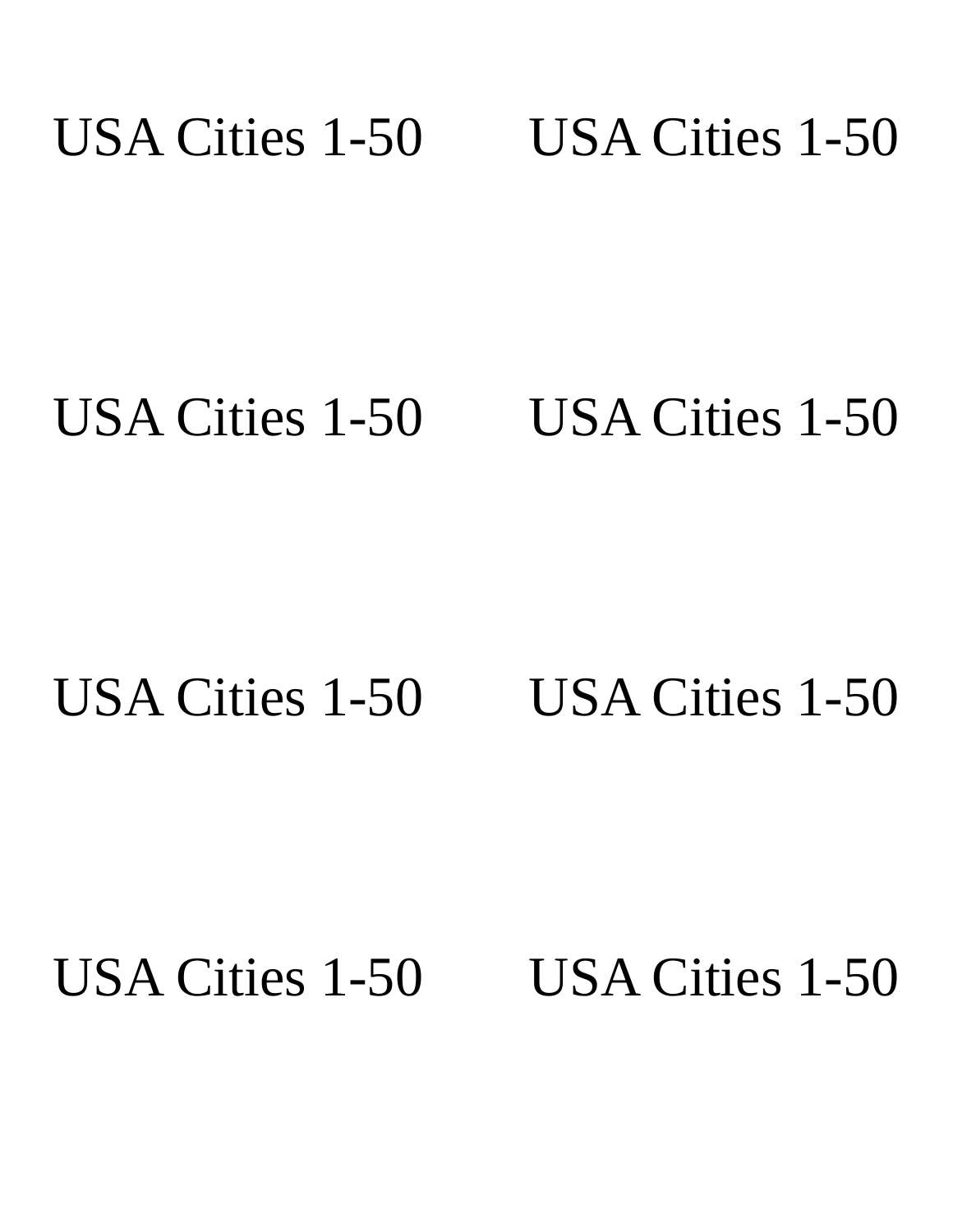USA Cities 1-50 USA Cities 1-50

USA Cities 1-50 USA Cities 1-50

USA Cities 1-50 USA Cities 1-50

USA Cities 1-50 USA Cities 1-50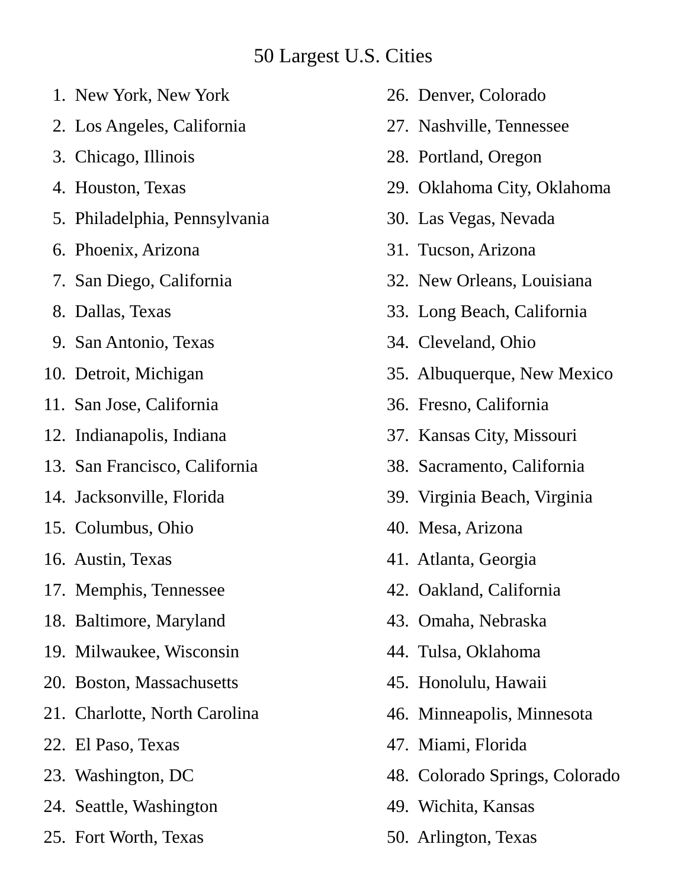# 50 Largest U.S. Cities

1. New York, New York
2. Los Angeles, California
3. Chicago, Illinois
4. Houston, Texas
5. Philadelphia, Pennsylvania
6. Phoenix, Arizona
7. San Diego, California
8. Dallas, Texas
9. San Antonio, Texas
10. Detroit, Michigan
11. San Jose, California
12. Indianapolis, Indiana
13. San Francisco, California
14. Jacksonville, Florida
15. Columbus, Ohio
16. Austin, Texas
17. Memphis, Tennessee
18. Baltimore, Maryland
19. Milwaukee, Wisconsin
20. Boston, Massachusetts
21. Charlotte, North Carolina
22. El Paso, Texas
23. Washington, DC
24. Seattle, Washington
25. Fort Worth, Texas
26. Denver, Colorado
27. Nashville, Tennessee
28. Portland, Oregon
29. Oklahoma City, Oklahoma
30. Las Vegas, Nevada
31. Tucson, Arizona
32. New Orleans, Louisiana
33. Long Beach, California
34. Cleveland, Ohio
35. Albuquerque, New Mexico
36. Fresno, California
37. Kansas City, Missouri
38. Sacramento, California
39. Virginia Beach, Virginia
40. Mesa, Arizona
41. Atlanta, Georgia
42. Oakland, California
43. Omaha, Nebraska
44. Tulsa, Oklahoma
45. Honolulu, Hawaii
46. Minneapolis, Minnesota
47. Miami, Florida
48. Colorado Springs, Colorado
49. Wichita, Kansas
50. Arlington, Texas